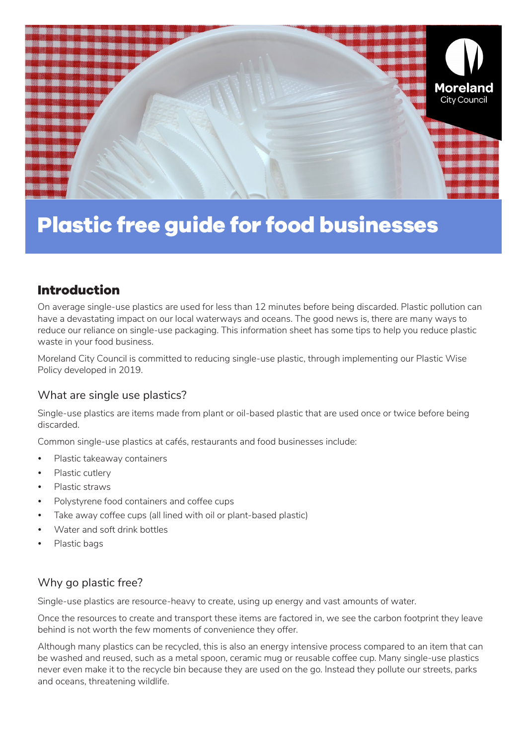# Plastic free guide for food businesses

## Introduction

On average single-use plastics are used for less than 12 minutes before being discarded. Plastic pollution can have a devastating impact on our local waterways and oceans. The good news is, there are many ways to reduce our reliance on single-use packaging. This information sheet has some tips to help you reduce plastic waste in your food business.

Moreland City Council is committed to reducing single-use plastic, through implementing our Plastic Wise Policy developed in 2019.

### What are single use plastics?

Single-use plastics are items made from plant or oil-based plastic that are used once or twice before being discarded.

Common single-use plastics at cafés, restaurants and food businesses include:

- Plastic takeaway containers
- Plastic cutlery
- Plastic straws
- Polystyrene food containers and coffee cups
- Take away coffee cups (all lined with oil or plant-based plastic)
- Water and soft drink bottles
- Plastic bags

### Why go plastic free?

Single-use plastics are resource-heavy to create, using up energy and vast amounts of water.

Once the resources to create and transport these items are factored in, we see the carbon footprint they leave behind is not worth the few moments of convenience they offer.

Although many plastics can be recycled, this is also an energy intensive process compared to an item that can be washed and reused, such as a metal spoon, ceramic mug or reusable coffee cup. Many single-use plastics never even make it to the recycle bin because they are used on the go. Instead they pollute our streets, parks and oceans, threatening wildlife.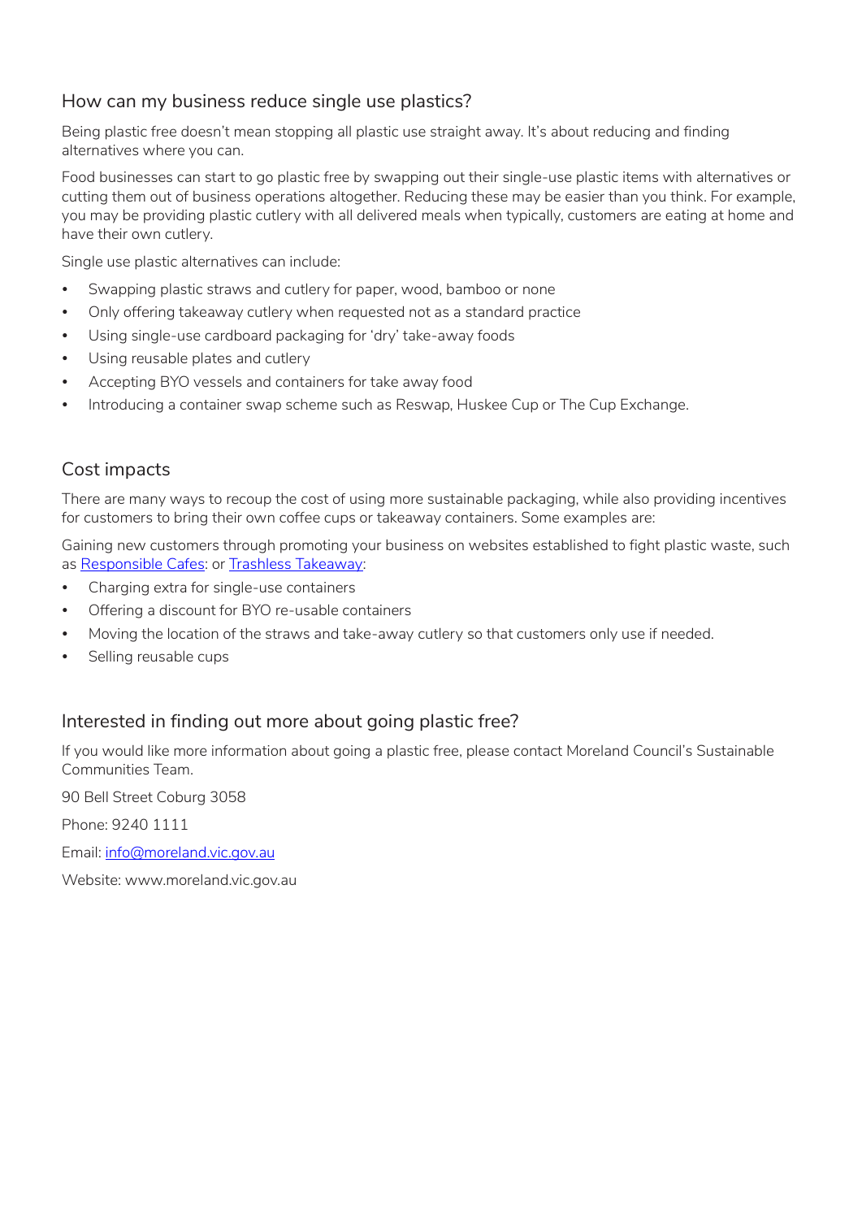## How can my business reduce single use plastics?

Being plastic free doesn't mean stopping all plastic use straight away. It's about reducing and finding alternatives where you can.

Food businesses can start to go plastic free by swapping out their single-use plastic items with alternatives or cutting them out of business operations altogether. Reducing these may be easier than you think. For example, you may be providing plastic cutlery with all delivered meals when typically, customers are eating at home and have their own cutlery.

Single use plastic alternatives can include:

- Swapping plastic straws and cutlery for paper, wood, bamboo or none
- Only offering takeaway cutlery when requested not as a standard practice
- Using single-use cardboard packaging for 'dry' take-away foods
- Using reusable plates and cutlery
- Accepting BYO vessels and containers for take away food
- Introducing a container swap scheme such as Reswap, Huskee Cup or The Cup Exchange.

## Cost impacts

There are many ways to recoup the cost of using more sustainable packaging, while also providing incentives for customers to bring their own coffee cups or takeaway containers. Some examples are:

Gaining new customers through promoting your business on websites established to fight plastic waste, such as Responsible Cafes: or Trashless Takeaway:

- Charging extra for single-use containers
- Offering a discount for BYO re-usable containers
- Moving the location of the straws and take-away cutlery so that customers only use if needed.
- Selling reusable cups

## Interested in finding out more about going plastic free?

If you would like more information about going a plastic free, please contact Moreland Council's Sustainable Communities Team.

90 Bell Street Coburg 3058

Phone: 9240 1111

Email: info@moreland.vic.gov.au

Website: www.moreland.vic.gov.au